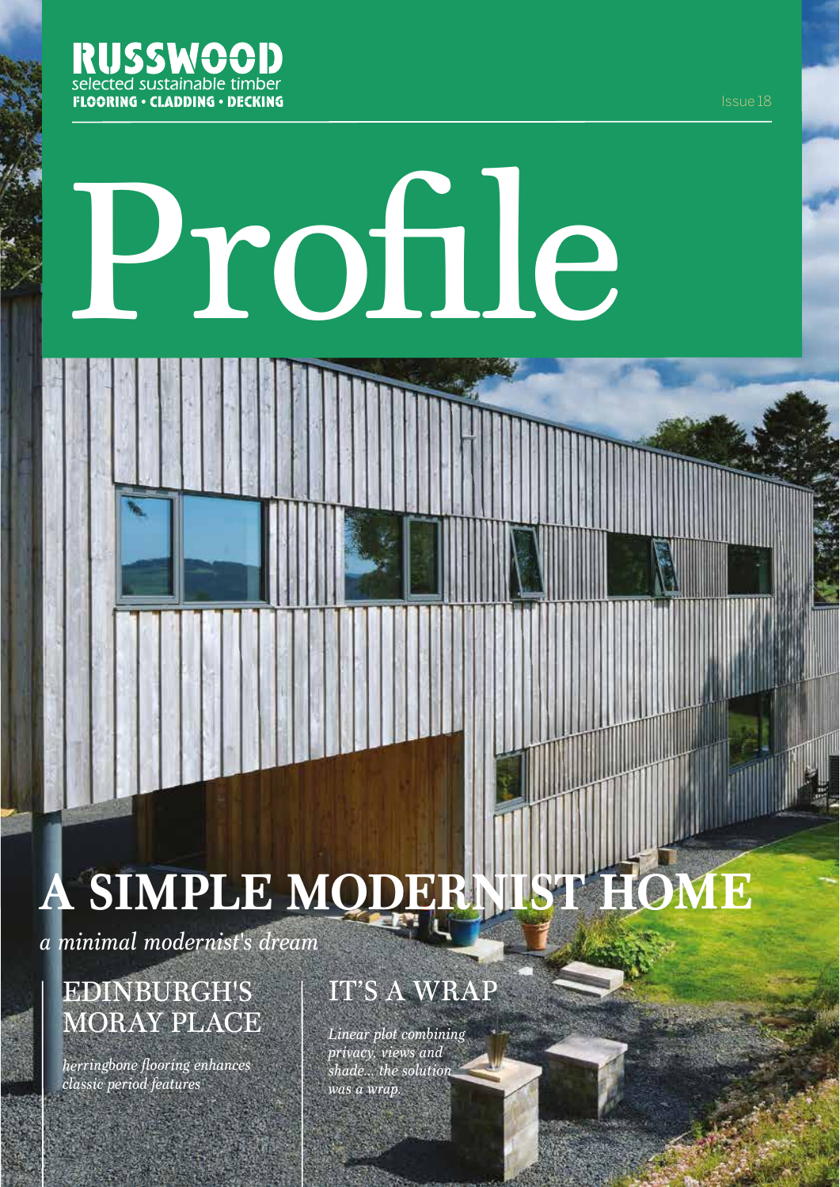RUSSWOOD
selected sustainable timber
FLOORING • CLADDING • DECKING

Issue 18

# Profile

## A SIMPLE MODERNIST HOME

*a minimal modernist's dream*

## EDINBURGH'S MORAY PLACE

*herringbone flooring enhances classic period features*

## IT'S A WRAP

*Linear plot combining privacy, views and shade... the solution was a wrap.*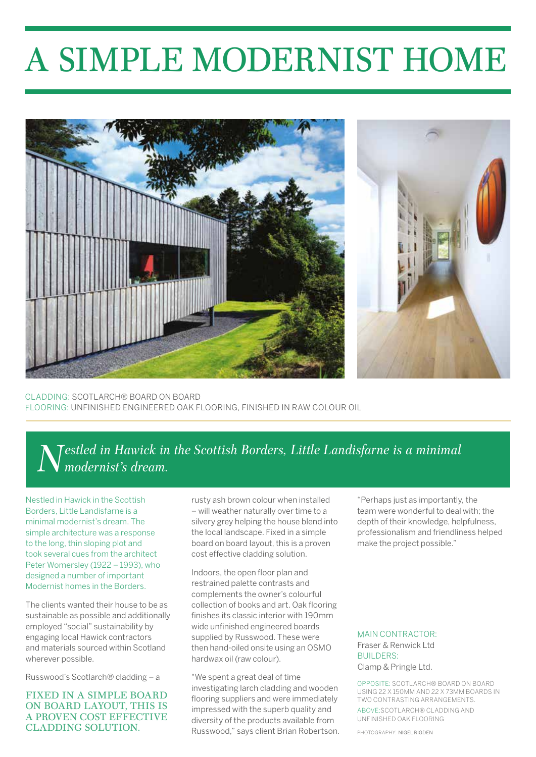# A SIMPLE MODERNIST HOME

CLADDING: SCOTLARCH® BOARD ON BOARD
FLOORING: UNFINISHED ENGINEERED OAK FLOORING, FINISHED IN RAW COLOUR OIL

*Nestled in Hawick in the Scottish Borders, Little Landisfarne is a minimal modernist's dream.*

Nestled in Hawick in the Scottish Borders, Little Landisfarne is a minimal modernist's dream. The simple architecture was a response to the long, thin sloping plot and took several cues from the architect Peter Womersley (1922 – 1993), who designed a number of important Modernist homes in the Borders.

The clients wanted their house to be as sustainable as possible and additionally employed "social" sustainability by engaging local Hawick contractors and materials sourced within Scotland wherever possible.

Russwood's Scotlarch® cladding – a rusty ash brown colour when installed – will weather naturally over time to a silvery grey helping the house blend into the local landscape. Fixed in a simple board on board layout, this is a proven cost effective cladding solution.

FIXED IN A SIMPLE BOARD ON BOARD LAYOUT, THIS IS A PROVEN COST EFFECTIVE CLADDING SOLUTION.

Indoors, the open floor plan and restrained palette contrasts and complements the owner's colourful collection of books and art. Oak flooring finishes its classic interior with 190mm wide unfinished engineered boards supplied by Russwood. These were then hand-oiled onsite using an OSMO hardwax oil (raw colour).

"We spent a great deal of time investigating larch cladding and wooden flooring suppliers and were immediately impressed with the superb quality and diversity of the products available from Russwood," says client Brian Robertson.

"Perhaps just as importantly, the team were wonderful to deal with; the depth of their knowledge, helpfulness, professionalism and friendliness helped make the project possible."

MAIN CONTRACTOR:
Fraser & Renwick Ltd
BUILDERS:
Clamp & Pringle Ltd.

OPPOSITE: SCOTLARCH® BOARD ON BOARD USING 22 X 150MM AND 22 X 73MM BOARDS IN TWO CONTRASTING ARRANGEMENTS.
ABOVE: SCOTLARCH® CLADDING AND UNFINISHED OAK FLOORING

PHOTOGRAPHY: NIGEL RIGDEN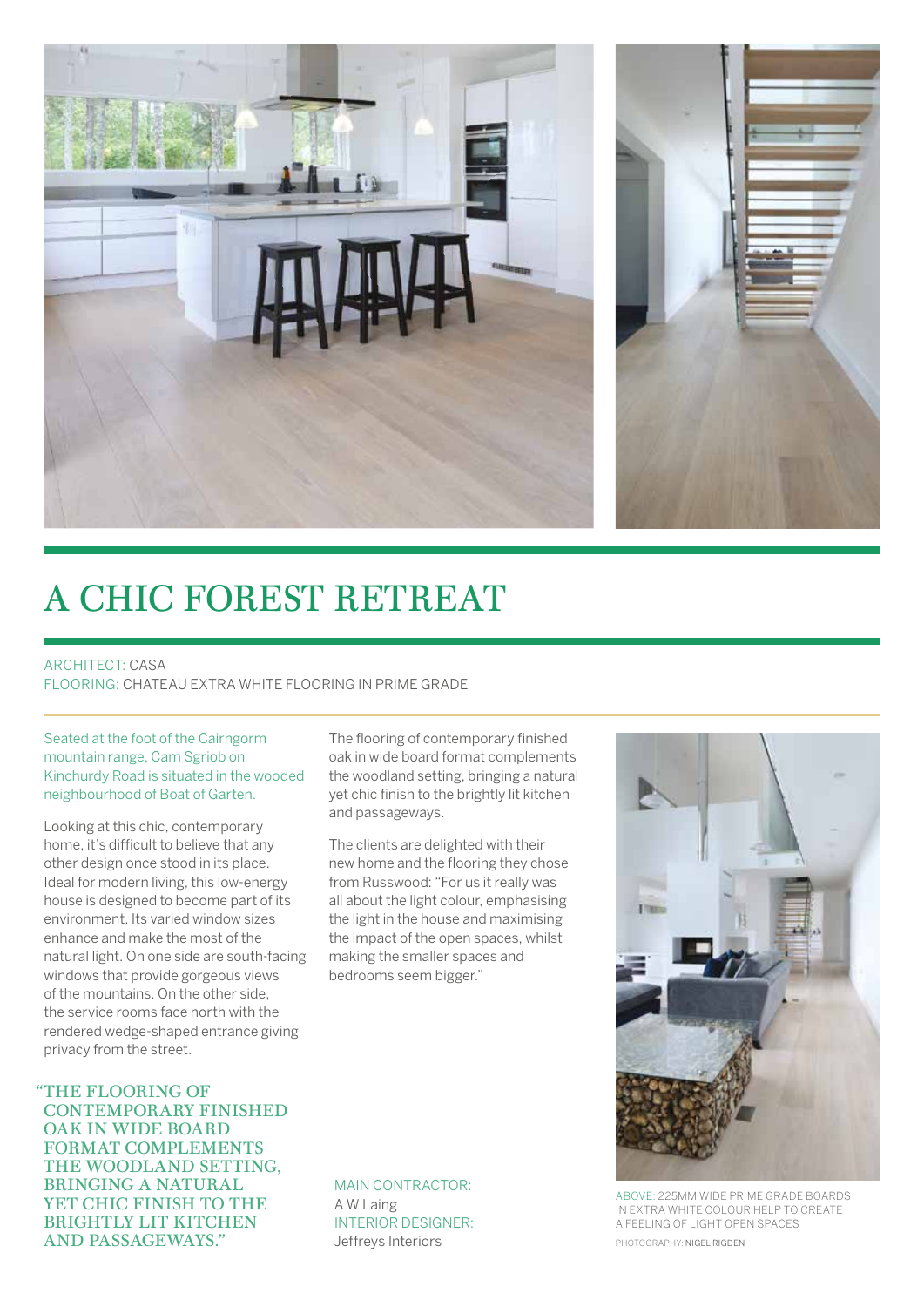# A CHIC FOREST RETREAT

ARCHITECT: CASA
FLOORING: CHATEAU EXTRA WHITE FLOORING IN PRIME GRADE

Seated at the foot of the Cairngorm mountain range, Cam Sgriob on Kinchurdy Road is situated in the wooded neighbourhood of Boat of Garten.

Looking at this chic, contemporary home, it's difficult to believe that any other design once stood in its place. Ideal for modern living, this low-energy house is designed to become part of its environment. Its varied window sizes enhance and make the most of the natural light. On one side are south-facing windows that provide gorgeous views of the mountains. On the other side, the service rooms face north with the rendered wedge-shaped entrance giving privacy from the street.

The flooring of contemporary finished oak in wide board format complements the woodland setting, bringing a natural yet chic finish to the brightly lit kitchen and passageways.

The clients are delighted with their new home and the flooring they chose from Russwood: "For us it really was all about the light colour, emphasising the light in the house and maximising the impact of the open spaces, whilst making the smaller spaces and bedrooms seem bigger."

> "THE FLOORING OF CONTEMPORARY FINISHED OAK IN WIDE BOARD FORMAT COMPLEMENTS THE WOODLAND SETTING, BRINGING A NATURAL YET CHIC FINISH TO THE BRIGHTLY LIT KITCHEN AND PASSAGEWAYS."

MAIN CONTRACTOR:
A W Laing
INTERIOR DESIGNER:
Jeffreys Interiors

ABOVE: 225MM WIDE PRIME GRADE BOARDS IN EXTRA WHITE COLOUR HELP TO CREATE A FEELING OF LIGHT OPEN SPACES

PHOTOGRAPHY: NIGEL RIGDEN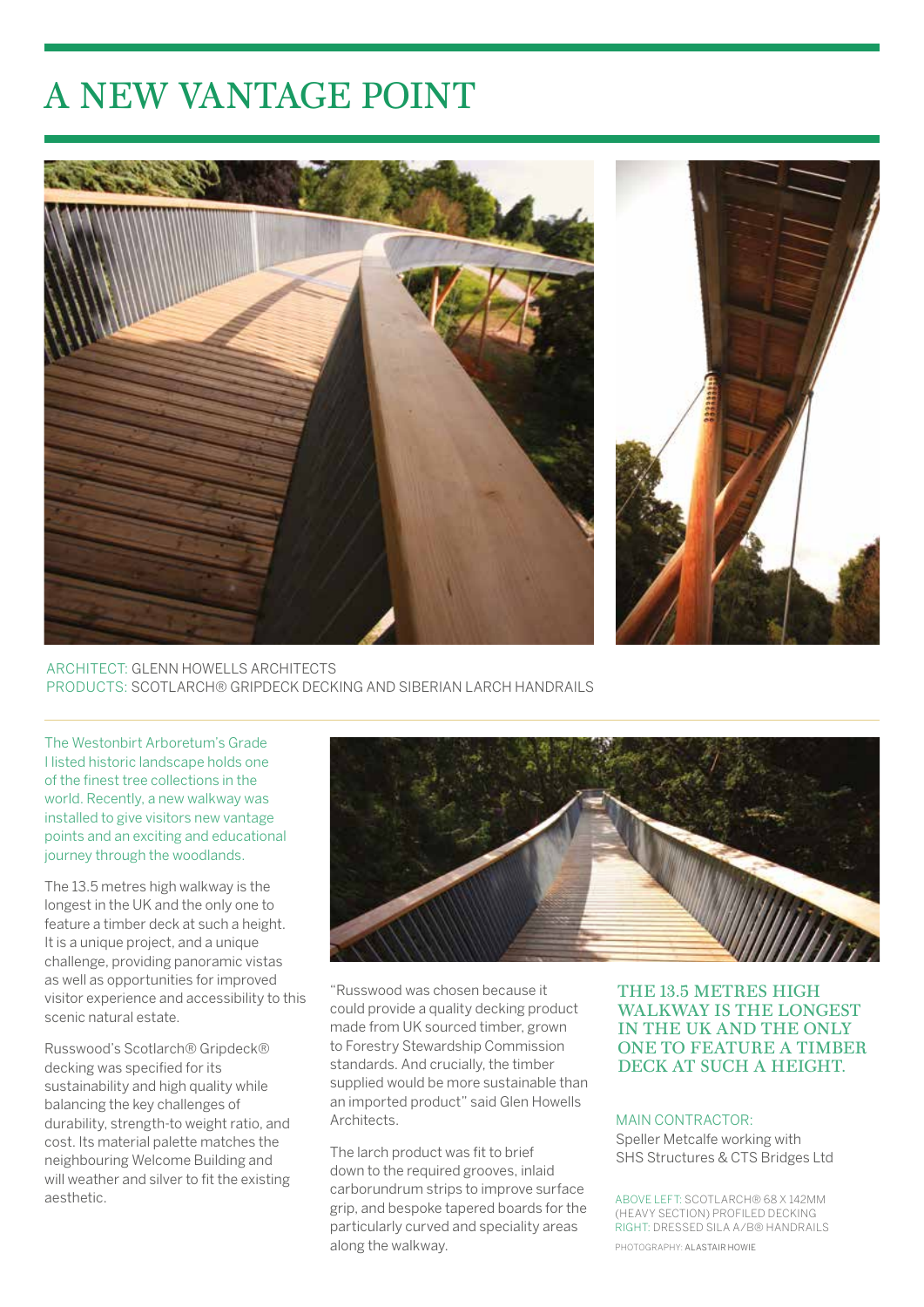# A NEW VANTAGE POINT

ARCHITECT: GLENN HOWELLS ARCHITECTS
PRODUCTS: SCOTLARCH® GRIPDECK DECKING AND SIBERIAN LARCH HANDRAILS

The Westonbirt Arboretum's Grade I listed historic landscape holds one of the finest tree collections in the world. Recently, a new walkway was installed to give visitors new vantage points and an exciting and educational journey through the woodlands.

The 13.5 metres high walkway is the longest in the UK and the only one to feature a timber deck at such a height. It is a unique project, and a unique challenge, providing panoramic vistas as well as opportunities for improved visitor experience and accessibility to this scenic natural estate.

Russwood's Scotlarch® Gripdeck® decking was specified for its sustainability and high quality while balancing the key challenges of durability, strength-to weight ratio, and cost. Its material palette matches the neighbouring Welcome Building and will weather and silver to fit the existing aesthetic.

"Russwood was chosen because it could provide a quality decking product made from UK sourced timber, grown to Forestry Stewardship Commission standards. And crucially, the timber supplied would be more sustainable than an imported product" said Glen Howells Architects.

The larch product was fit to brief down to the required grooves, inlaid carborundrum strips to improve surface grip, and bespoke tapered boards for the particularly curved and speciality areas along the walkway.

## THE 13.5 METRES HIGH WALKWAY IS THE LONGEST IN THE UK AND THE ONLY ONE TO FEATURE A TIMBER DECK AT SUCH A HEIGHT.

MAIN CONTRACTOR:
Speller Metcalfe working with SHS Structures & CTS Bridges Ltd

ABOVE LEFT: SCOTLARCH® 68 X 142MM (HEAVY SECTION) PROFILED DECKING
RIGHT: DRESSED SILA A/B® HANDRAILS

PHOTOGRAPHY: ALASTAIR HOWIE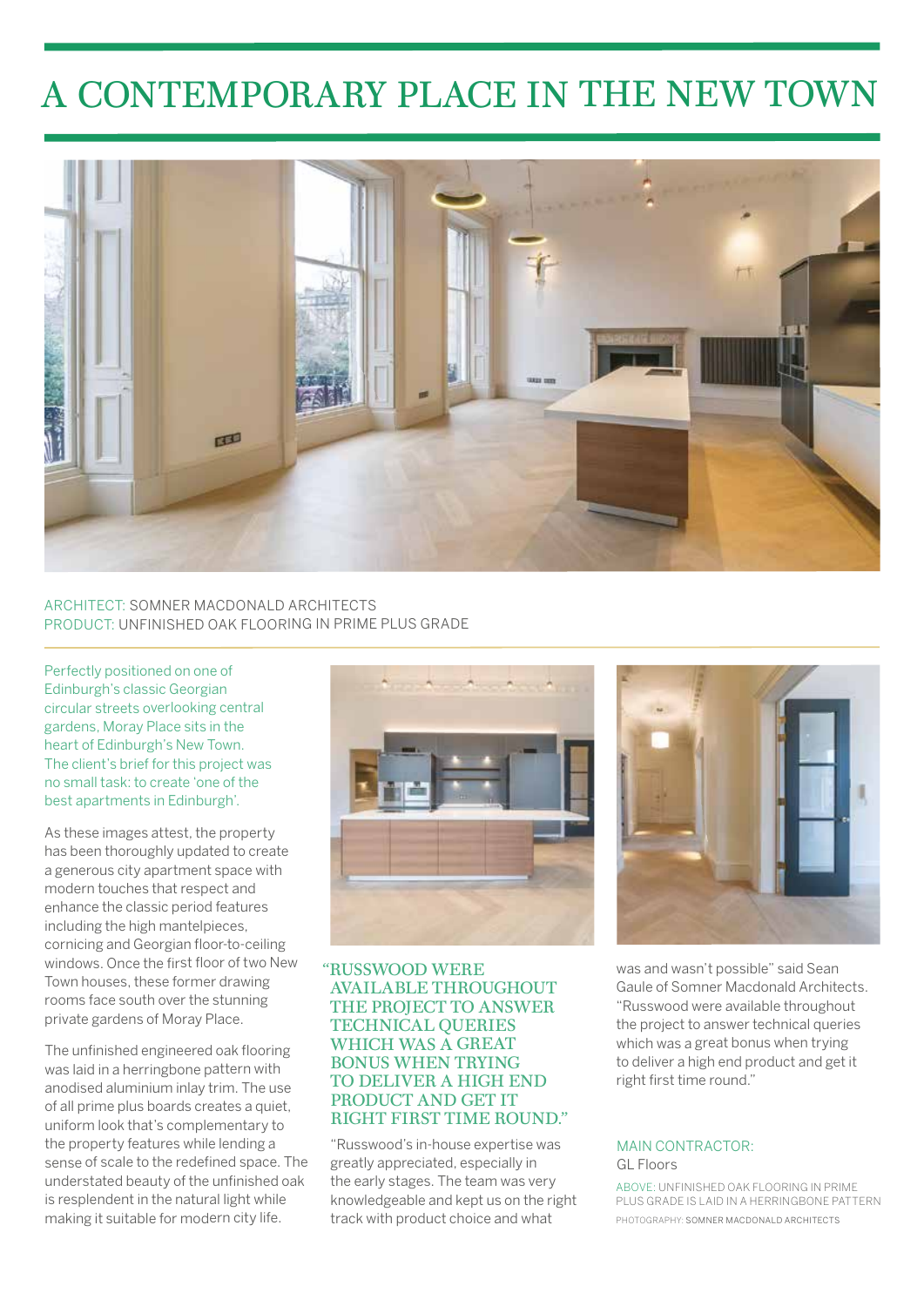# A CONTEMPORARY PLACE IN THE NEW TOWN

ARCHITECT: SOMNER MACDONALD ARCHITECTS
PRODUCT: UNFINISHED OAK FLOORING IN PRIME PLUS GRADE

Perfectly positioned on one of Edinburgh's classic Georgian circular streets overlooking central gardens, Moray Place sits in the heart of Edinburgh's New Town. The client's brief for this project was no small task: to create 'one of the best apartments in Edinburgh'.

As these images attest, the property has been thoroughly updated to create a generous city apartment space with modern touches that respect and enhance the classic period features including the high mantelpieces, cornicing and Georgian floor-to-ceiling windows. Once the first floor of two New Town houses, these former drawing rooms face south over the stunning private gardens of Moray Place.

The unfinished engineered oak flooring was laid in a herringbone pattern with anodised aluminium inlay trim. The use of all prime plus boards creates a quiet, uniform look that's complementary to the property features while lending a sense of scale to the redefined space. The understated beauty of the unfinished oak is resplendent in the natural light while making it suitable for modern city life.

> "RUSSWOOD WERE AVAILABLE THROUGHOUT THE PROJECT TO ANSWER TECHNICAL QUERIES WHICH WAS A GREAT BONUS WHEN TRYING TO DELIVER A HIGH END PRODUCT AND GET IT RIGHT FIRST TIME ROUND."

"Russwood's in-house expertise was greatly appreciated, especially in the early stages. The team was very knowledgeable and kept us on the right track with product choice and what was and wasn't possible" said Sean Gaule of Somner Macdonald Architects. "Russwood were available throughout the project to answer technical queries which was a great bonus when trying to deliver a high end product and get it right first time round."

MAIN CONTRACTOR:
GL Floors

ABOVE: UNFINISHED OAK FLOORING IN PRIME PLUS GRADE IS LAID IN A HERRINGBONE PATTERN

PHOTOGRAPHY: SOMNER MACDONALD ARCHITECTS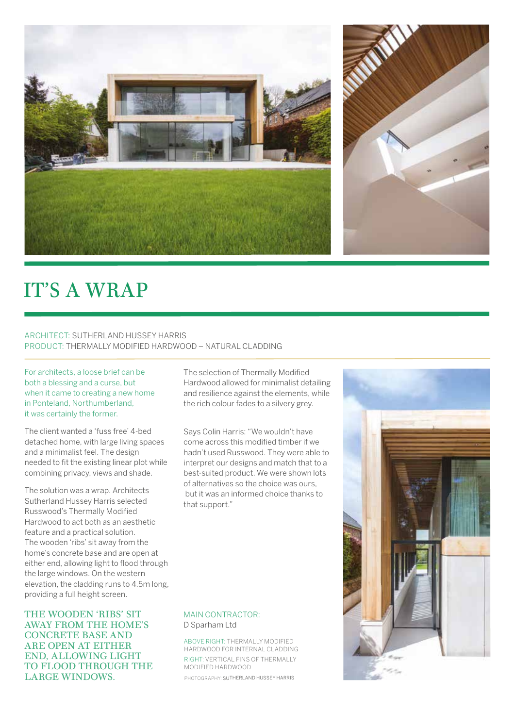# IT'S A WRAP

ARCHITECT: SUTHERLAND HUSSEY HARRIS
PRODUCT: THERMALLY MODIFIED HARDWOOD – NATURAL CLADDING

For architects, a loose brief can be both a blessing and a curse, but when it came to creating a new home in Ponteland, Northumberland, it was certainly the former.

The client wanted a 'fuss free' 4-bed detached home, with large living spaces and a minimalist feel. The design needed to fit the existing linear plot while combining privacy, views and shade.

The solution was a wrap. Architects Sutherland Hussey Harris selected Russwood's Thermally Modified Hardwood to act both as an aesthetic feature and a practical solution. The wooden 'ribs' sit away from the home's concrete base and are open at either end, allowing light to flood through the large windows. On the western elevation, the cladding runs to 4.5m long, providing a full height screen.

**THE WOODEN 'RIBS' SIT AWAY FROM THE HOME'S CONCRETE BASE AND ARE OPEN AT EITHER END, ALLOWING LIGHT TO FLOOD THROUGH THE LARGE WINDOWS.**

The selection of Thermally Modified Hardwood allowed for minimalist detailing and resilience against the elements, while the rich colour fades to a silvery grey.

Says Colin Harris: "We wouldn't have come across this modified timber if we hadn't used Russwood. They were able to interpret our designs and match that to a best-suited product. We were shown lots of alternatives so the choice was ours, but it was an informed choice thanks to that support."

MAIN CONTRACTOR:
D Sparham Ltd

ABOVE RIGHT: THERMALLY MODIFIED HARDWOOD FOR INTERNAL CLADDING
RIGHT: VERTICAL FINS OF THERMALLY MODIFIED HARDWOOD
PHOTOGRAPHY: SUTHERLAND HUSSEY HARRIS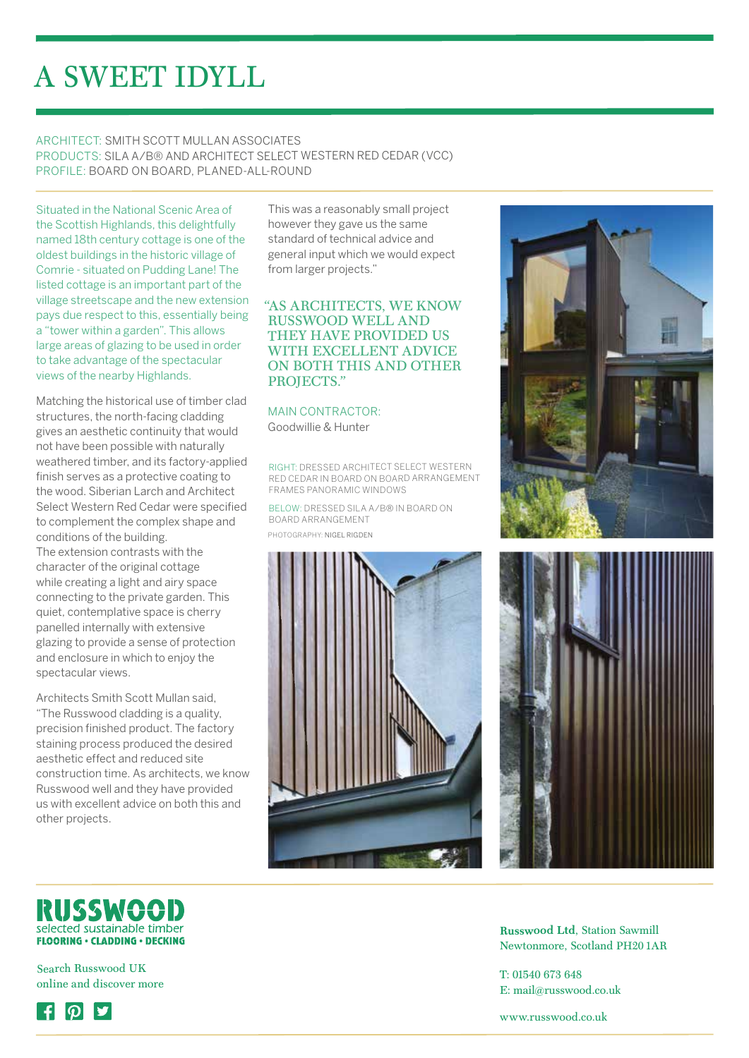# A SWEET IDYLL

ARCHITECT: SMITH SCOTT MULLAN ASSOCIATES
PRODUCTS: SILA A/B® AND ARCHITECT SELECT WESTERN RED CEDAR (VCC)
PROFILE: BOARD ON BOARD, PLANED-ALL-ROUND

Situated in the National Scenic Area of the Scottish Highlands, this delightfully named 18th century cottage is one of the oldest buildings in the historic village of Comrie - situated on Pudding Lane! The listed cottage is an important part of the village streetscape and the new extension pays due respect to this, essentially being a "tower within a garden". This allows large areas of glazing to be used in order to take advantage of the spectacular views of the nearby Highlands.

Matching the historical use of timber clad structures, the north-facing cladding gives an aesthetic continuity that would not have been possible with naturally weathered timber, and its factory-applied finish serves as a protective coating to the wood. Siberian Larch and Architect Select Western Red Cedar were specified to complement the complex shape and conditions of the building.
The extension contrasts with the character of the original cottage while creating a light and airy space connecting to the private garden. This quiet, contemplative space is cherry panelled internally with extensive glazing to provide a sense of protection and enclosure in which to enjoy the spectacular views.

Architects Smith Scott Mullan said, "The Russwood cladding is a quality, precision finished product. The factory staining process produced the desired aesthetic effect and reduced site construction time. As architects, we know Russwood well and they have provided us with excellent advice on both this and other projects. This was a reasonably small project however they gave us the same standard of technical advice and general input which we would expect from larger projects."

"AS ARCHITECTS, WE KNOW RUSSWOOD WELL AND THEY HAVE PROVIDED US WITH EXCELLENT ADVICE ON BOTH THIS AND OTHER PROJECTS."

MAIN CONTRACTOR:
Goodwillie & Hunter

RIGHT: DRESSED ARCHITECT SELECT WESTERN RED CEDAR IN BOARD ON BOARD ARRANGEMENT FRAMES PANORAMIC WINDOWS

BELOW: DRESSED SILA A/B® IN BOARD ON BOARD ARRANGEMENT

PHOTOGRAPHY: NIGEL RIGDEN

RUSSWOOD
selected sustainable timber
FLOORING • CLADDING • DECKING

Search Russwood UK online and discover more

**Russwood Ltd**, Station Sawmill
Newtonmore, Scotland PH20 1AR

T: 01540 673 648
E: mail@russwood.co.uk

www.russwood.co.uk